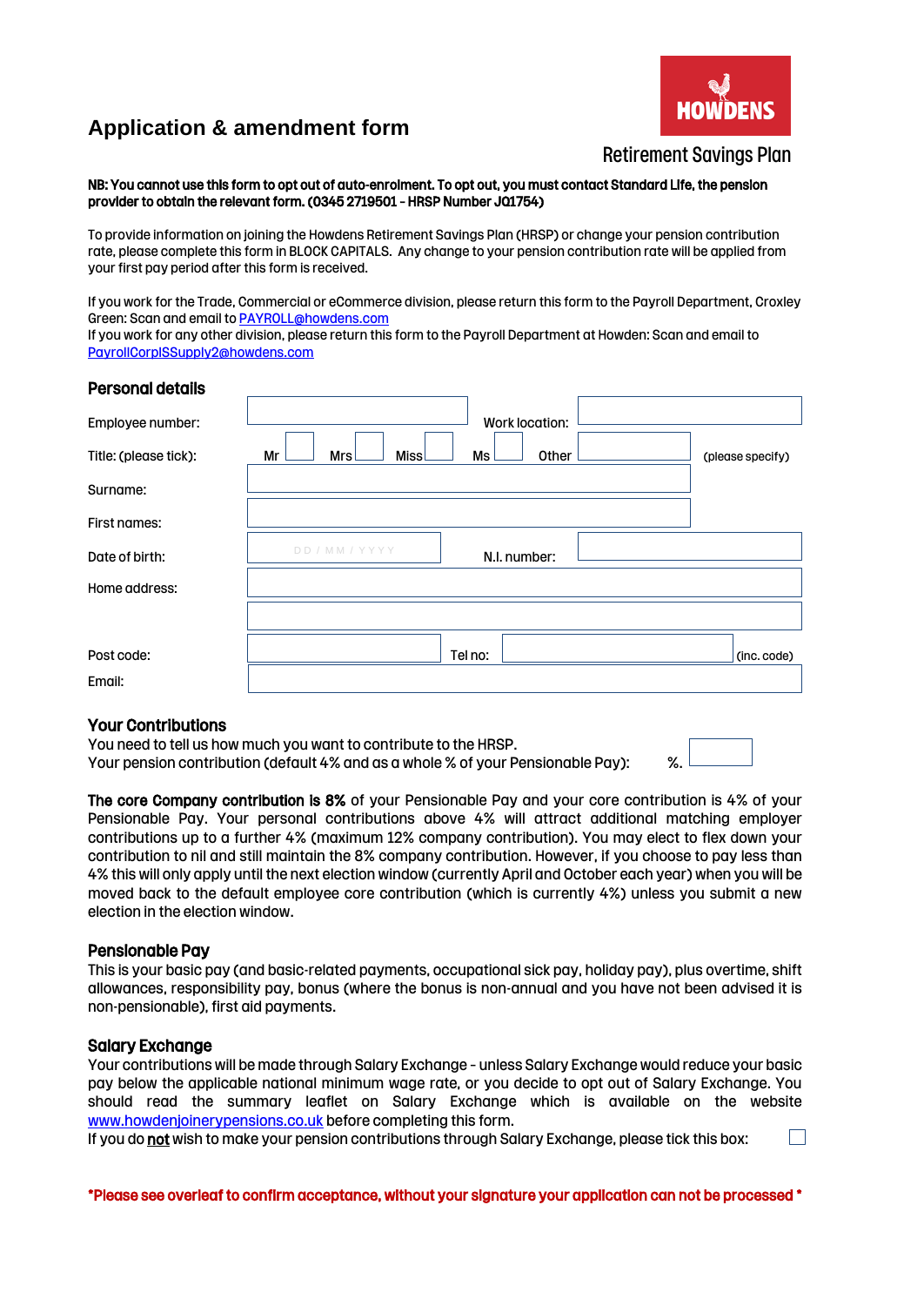HOWDENS

# Application & amendment form

Retirement Savings Plan

**NB: You cannot use this form to opt out of auto-enrolment. To opt out, you must contact Standard Life, the pension provider to obtain the relevant form. (0345 2719501 - HRSP Number J01754)**

To provide information on joining the Howdens Retirement Savings Plan (HRSP) or change your pension contribution rate, please complete this form in BLOCK CAPITALS. Any change to your pension contribution rate will be applied from your first pay period after this form is received.

If you work for the Trade, Commercial or eCommerce division, please return this form to the Payroll Department, Croxley Green: Scan and email to PAYROLL@howdens.com
If you work for any other division, please return this form to the Payroll Department at Howden: Scan and email to PayrollCorpISSupply2@howdens.com

## Personal details

| | | | |
|---|---|---|---|
| Employee number: | | Work location: | |
| Title: (please tick): | Mr ☐ Mrs ☐ Miss ☐ Ms ☐ | Other | (please specify) |
| Surname: | | | |
| First names: | | | |
| Date of birth: | DD / MM / YYYY | N.I. number: | |
| Home address: | | | |
| | | | |
| Post code: | | Tel no: | (inc. code) |
| Email: | | | |

## Your Contributions

You need to tell us how much you want to contribute to the HRSP.
Your pension contribution (default 4% and as a whole % of your Pensionable Pay): %. ☐

**The core Company contribution is 8%** of your Pensionable Pay and your core contribution is 4% of your Pensionable Pay. Your personal contributions above 4% will attract additional matching employer contributions up to a further 4% (maximum 12% company contribution). You may elect to flex down your contribution to nil and still maintain the 8% company contribution. However, if you choose to pay less than 4% this will only apply until the next election window (currently April and October each year) when you will be moved back to the default employee core contribution (which is currently 4%) unless you submit a new election in the election window.

## Pensionable Pay

This is your basic pay (and basic-related payments, occupational sick pay, holiday pay), plus overtime, shift allowances, responsibility pay, bonus (where the bonus is non-annual and you have not been advised it is non-pensionable), first aid payments.

## Salary Exchange

Your contributions will be made through Salary Exchange - unless Salary Exchange would reduce your basic pay below the applicable national minimum wage rate, or you decide to opt out of Salary Exchange. You should read the summary leaflet on Salary Exchange which is available on the website www.howdenjoinerypensions.co.uk before completing this form.
If you do **not** wish to make your pension contributions through Salary Exchange, please tick this box: ☐

**\*Please see overleaf to confirm acceptance, without your signature your application can not be processed \***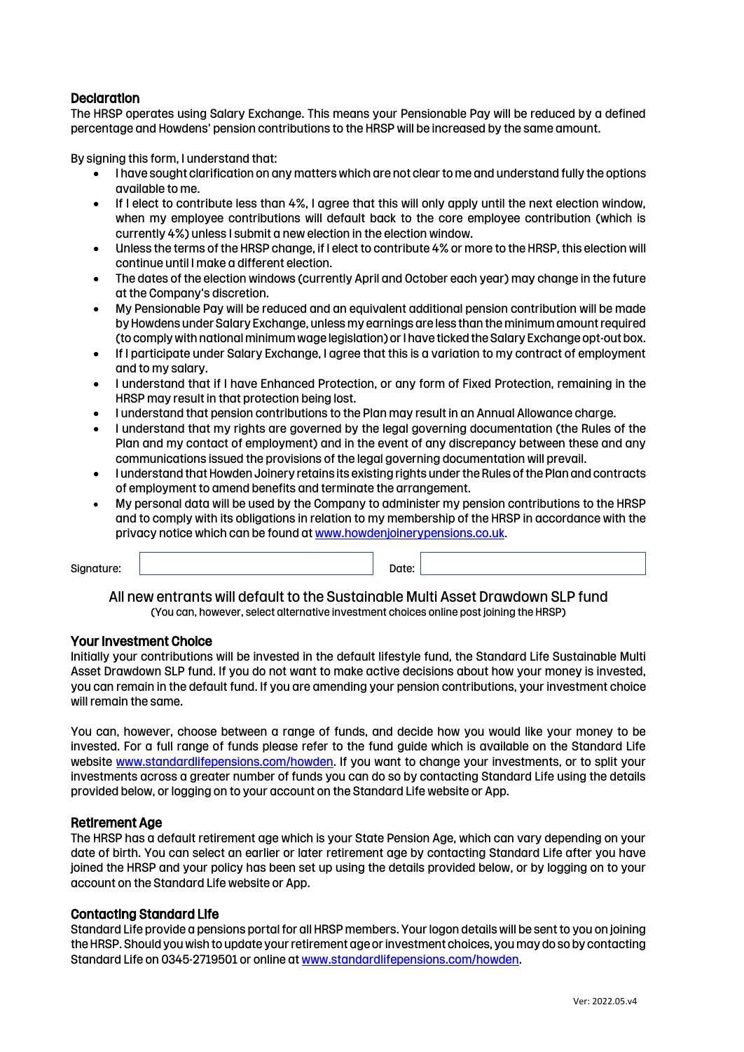## Declaration

The HRSP operates using Salary Exchange. This means your Pensionable Pay will be reduced by a defined percentage and Howdens' pension contributions to the HRSP will be increased by the same amount.

By signing this form, I understand that:

- I have sought clarification on any matters which are not clear to me and understand fully the options available to me.
- If I elect to contribute less than 4%, I agree that this will only apply until the next election window, when my employee contributions will default back to the core employee contribution (which is currently 4%) unless I submit a new election in the election window.
- Unless the terms of the HRSP change, if I elect to contribute 4% or more to the HRSP, this election will continue until I make a different election.
- The dates of the election windows (currently April and October each year) may change in the future at the Company's discretion.
- My Pensionable Pay will be reduced and an equivalent additional pension contribution will be made by Howdens under Salary Exchange, unless my earnings are less than the minimum amount required (to comply with national minimum wage legislation) or I have ticked the Salary Exchange opt-out box.
- If I participate under Salary Exchange, I agree that this is a variation to my contract of employment and to my salary.
- I understand that if I have Enhanced Protection, or any form of Fixed Protection, remaining in the HRSP may result in that protection being lost.
- I understand that pension contributions to the Plan may result in an Annual Allowance charge.
- I understand that my rights are governed by the legal governing documentation (the Rules of the Plan and my contact of employment) and in the event of any discrepancy between these and any communications issued the provisions of the legal governing documentation will prevail.
- I understand that Howden Joinery retains its existing rights under the Rules of the Plan and contracts of employment to amend benefits and terminate the arrangement.
- My personal data will be used by the Company to administer my pension contributions to the HRSP and to comply with its obligations in relation to my membership of the HRSP in accordance with the privacy notice which can be found at www.howdenjoinerypensions.co.uk.

Signature: ____________________ Date: ____________________

All new entrants will default to the Sustainable Multi Asset Drawdown SLP fund

(You can, however, select alternative investment choices online post joining the HRSP)

## Your Investment Choice

Initially your contributions will be invested in the default lifestyle fund, the Standard Life Sustainable Multi Asset Drawdown SLP fund. If you do not want to make active decisions about how your money is invested, you can remain in the default fund. If you are amending your pension contributions, your investment choice will remain the same.

You can, however, choose between a range of funds, and decide how you would like your money to be invested. For a full range of funds please refer to the fund guide which is available on the Standard Life website www.standardlifepensions.com/howden. If you want to change your investments, or to split your investments across a greater number of funds you can do so by contacting Standard Life using the details provided below, or logging on to your account on the Standard Life website or App.

## Retirement Age

The HRSP has a default retirement age which is your State Pension Age, which can vary depending on your date of birth. You can select an earlier or later retirement age by contacting Standard Life after you have joined the HRSP and your policy has been set up using the details provided below, or by logging on to your account on the Standard Life website or App.

## Contacting Standard Life

Standard Life provide a pensions portal for all HRSP members. Your logon details will be sent to you on joining the HRSP. Should you wish to update your retirement age or investment choices, you may do so by contacting Standard Life on 0345-2719501 or online at www.standardlifepensions.com/howden.

Ver: 2022.05.v4